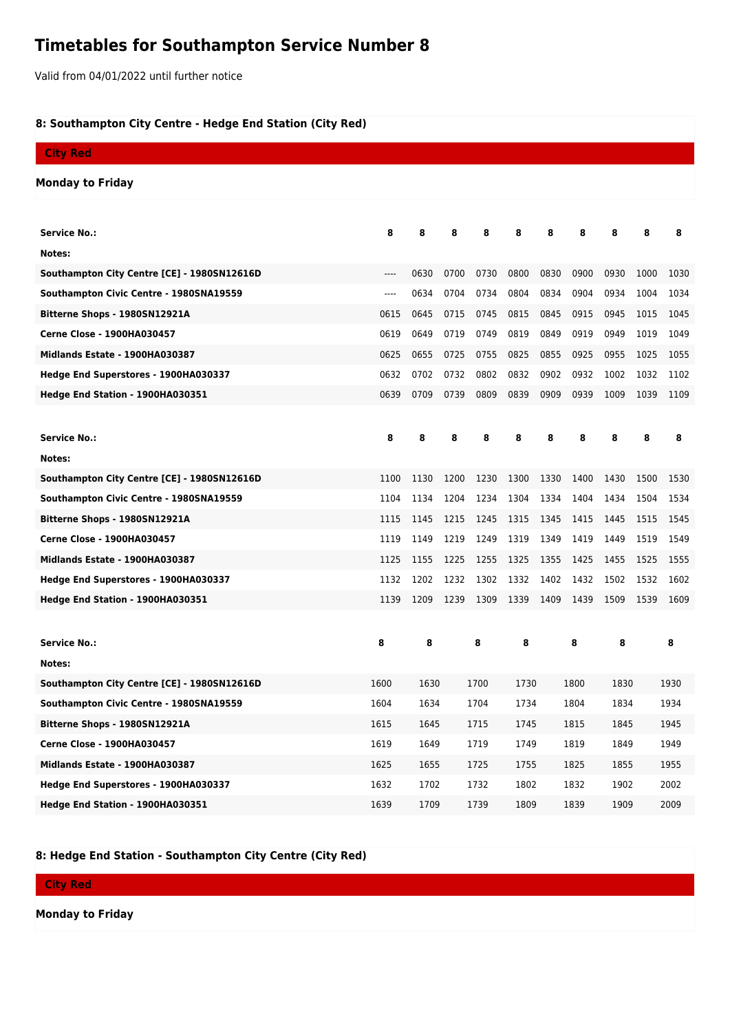# Timetables for Southampton Service Number 8

Valid from 04/01/2022 until further notice

### 8: Southampton City Centre - Hedge End Station (City Red)

**City Red**

**Monday to Friday**

| Service No.: | 8 | 8 | 8 | 8 | 8 | 8 | 8 | 8 | 8 | 8 |
|---|---|---|---|---|---|---|---|---|---|---|
| Notes: | | | | | | | | | | |
| Southampton City Centre [CE] - 1980SN12616D | ---- | 0630 | 0700 | 0730 | 0800 | 0830 | 0900 | 0930 | 1000 | 1030 |
| Southampton Civic Centre - 1980SNA19559 | ---- | 0634 | 0704 | 0734 | 0804 | 0834 | 0904 | 0934 | 1004 | 1034 |
| Bitterne Shops - 1980SN12921A | 0615 | 0645 | 0715 | 0745 | 0815 | 0845 | 0915 | 0945 | 1015 | 1045 |
| Cerne Close - 1900HA030457 | 0619 | 0649 | 0719 | 0749 | 0819 | 0849 | 0919 | 0949 | 1019 | 1049 |
| Midlands Estate - 1900HA030387 | 0625 | 0655 | 0725 | 0755 | 0825 | 0855 | 0925 | 0955 | 1025 | 1055 |
| Hedge End Superstores - 1900HA030337 | 0632 | 0702 | 0732 | 0802 | 0832 | 0902 | 0932 | 1002 | 1032 | 1102 |
| Hedge End Station - 1900HA030351 | 0639 | 0709 | 0739 | 0809 | 0839 | 0909 | 0939 | 1009 | 1039 | 1109 |

| Service No.: | 8 | 8 | 8 | 8 | 8 | 8 | 8 | 8 | 8 | 8 |
|---|---|---|---|---|---|---|---|---|---|---|
| Notes: | | | | | | | | | | |
| Southampton City Centre [CE] - 1980SN12616D | 1100 | 1130 | 1200 | 1230 | 1300 | 1330 | 1400 | 1430 | 1500 | 1530 |
| Southampton Civic Centre - 1980SNA19559 | 1104 | 1134 | 1204 | 1234 | 1304 | 1334 | 1404 | 1434 | 1504 | 1534 |
| Bitterne Shops - 1980SN12921A | 1115 | 1145 | 1215 | 1245 | 1315 | 1345 | 1415 | 1445 | 1515 | 1545 |
| Cerne Close - 1900HA030457 | 1119 | 1149 | 1219 | 1249 | 1319 | 1349 | 1419 | 1449 | 1519 | 1549 |
| Midlands Estate - 1900HA030387 | 1125 | 1155 | 1225 | 1255 | 1325 | 1355 | 1425 | 1455 | 1525 | 1555 |
| Hedge End Superstores - 1900HA030337 | 1132 | 1202 | 1232 | 1302 | 1332 | 1402 | 1432 | 1502 | 1532 | 1602 |
| Hedge End Station - 1900HA030351 | 1139 | 1209 | 1239 | 1309 | 1339 | 1409 | 1439 | 1509 | 1539 | 1609 |

| Service No.: | 8 | 8 | 8 | 8 | 8 | 8 | 8 |
|---|---|---|---|---|---|---|---|
| Notes: | | | | | | | |
| Southampton City Centre [CE] - 1980SN12616D | 1600 | 1630 | 1700 | 1730 | 1800 | 1830 | 1930 |
| Southampton Civic Centre - 1980SNA19559 | 1604 | 1634 | 1704 | 1734 | 1804 | 1834 | 1934 |
| Bitterne Shops - 1980SN12921A | 1615 | 1645 | 1715 | 1745 | 1815 | 1845 | 1945 |
| Cerne Close - 1900HA030457 | 1619 | 1649 | 1719 | 1749 | 1819 | 1849 | 1949 |
| Midlands Estate - 1900HA030387 | 1625 | 1655 | 1725 | 1755 | 1825 | 1855 | 1955 |
| Hedge End Superstores - 1900HA030337 | 1632 | 1702 | 1732 | 1802 | 1832 | 1902 | 2002 |
| Hedge End Station - 1900HA030351 | 1639 | 1709 | 1739 | 1809 | 1839 | 1909 | 2009 |

### 8: Hedge End Station - Southampton City Centre (City Red)

**City Red**

**Monday to Friday**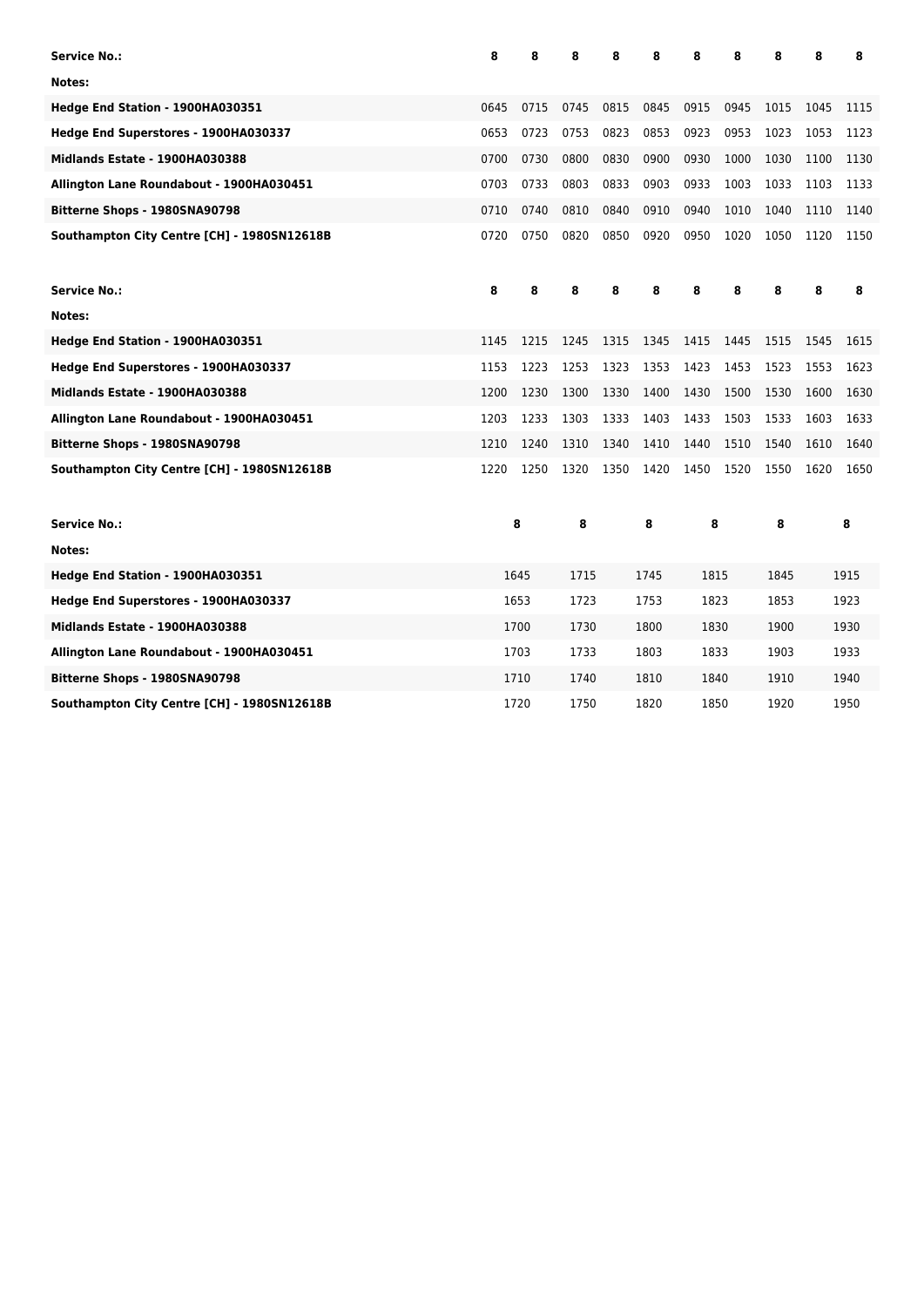| Service No.: | 8 | 8 | 8 | 8 | 8 | 8 | 8 | 8 | 8 | 8 |
|---|---|---|---|---|---|---|---|---|---|---|
| Notes: | | | | | | | | | | |
| Hedge End Station - 1900HA030351 | 0645 | 0715 | 0745 | 0815 | 0845 | 0915 | 0945 | 1015 | 1045 | 1115 |
| Hedge End Superstores - 1900HA030337 | 0653 | 0723 | 0753 | 0823 | 0853 | 0923 | 0953 | 1023 | 1053 | 1123 |
| Midlands Estate - 1900HA030388 | 0700 | 0730 | 0800 | 0830 | 0900 | 0930 | 1000 | 1030 | 1100 | 1130 |
| Allington Lane Roundabout - 1900HA030451 | 0703 | 0733 | 0803 | 0833 | 0903 | 0933 | 1003 | 1033 | 1103 | 1133 |
| Bitterne Shops - 1980SNA90798 | 0710 | 0740 | 0810 | 0840 | 0910 | 0940 | 1010 | 1040 | 1110 | 1140 |
| Southampton City Centre [CH] - 1980SN12618B | 0720 | 0750 | 0820 | 0850 | 0920 | 0950 | 1020 | 1050 | 1120 | 1150 |

| Service No.: | 8 | 8 | 8 | 8 | 8 | 8 | 8 | 8 | 8 | 8 |
|---|---|---|---|---|---|---|---|---|---|---|
| Notes: | | | | | | | | | | |
| Hedge End Station - 1900HA030351 | 1145 | 1215 | 1245 | 1315 | 1345 | 1415 | 1445 | 1515 | 1545 | 1615 |
| Hedge End Superstores - 1900HA030337 | 1153 | 1223 | 1253 | 1323 | 1353 | 1423 | 1453 | 1523 | 1553 | 1623 |
| Midlands Estate - 1900HA030388 | 1200 | 1230 | 1300 | 1330 | 1400 | 1430 | 1500 | 1530 | 1600 | 1630 |
| Allington Lane Roundabout - 1900HA030451 | 1203 | 1233 | 1303 | 1333 | 1403 | 1433 | 1503 | 1533 | 1603 | 1633 |
| Bitterne Shops - 1980SNA90798 | 1210 | 1240 | 1310 | 1340 | 1410 | 1440 | 1510 | 1540 | 1610 | 1640 |
| Southampton City Centre [CH] - 1980SN12618B | 1220 | 1250 | 1320 | 1350 | 1420 | 1450 | 1520 | 1550 | 1620 | 1650 |

| Service No.: | 8 | 8 | 8 | 8 | 8 | 8 |
|---|---|---|---|---|---|---|
| Notes: | | | | | | |
| Hedge End Station - 1900HA030351 | 1645 | 1715 | 1745 | 1815 | 1845 | 1915 |
| Hedge End Superstores - 1900HA030337 | 1653 | 1723 | 1753 | 1823 | 1853 | 1923 |
| Midlands Estate - 1900HA030388 | 1700 | 1730 | 1800 | 1830 | 1900 | 1930 |
| Allington Lane Roundabout - 1900HA030451 | 1703 | 1733 | 1803 | 1833 | 1903 | 1933 |
| Bitterne Shops - 1980SNA90798 | 1710 | 1740 | 1810 | 1840 | 1910 | 1940 |
| Southampton City Centre [CH] - 1980SN12618B | 1720 | 1750 | 1820 | 1850 | 1920 | 1950 |